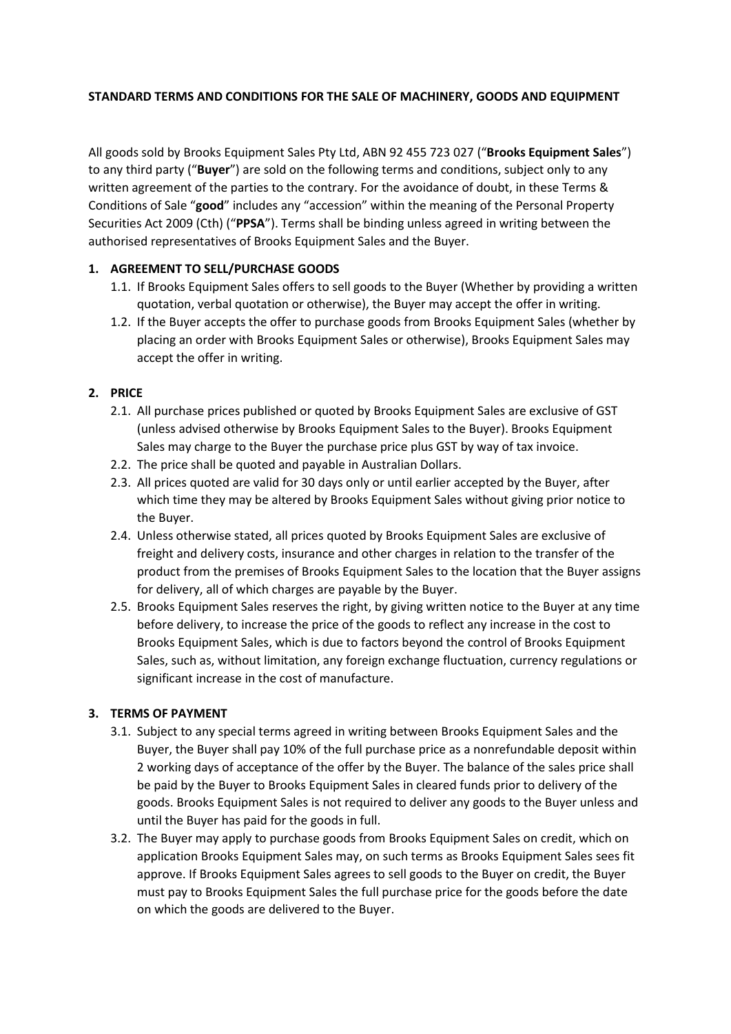**STANDARD TERMS AND CONDITIONS FOR THE SALE OF MACHINERY, GOODS AND EQUIPMENT**

All goods sold by Brooks Equipment Sales Pty Ltd, ABN 92 455 723 027 ("**Brooks Equipment Sales**") to any third party ("**Buyer**") are sold on the following terms and conditions, subject only to any written agreement of the parties to the contrary. For the avoidance of doubt, in these Terms & Conditions of Sale "**good**" includes any "accession" within the meaning of the Personal Property Securities Act 2009 (Cth) ("**PPSA**"). Terms shall be binding unless agreed in writing between the authorised representatives of Brooks Equipment Sales and the Buyer.

**1. AGREEMENT TO SELL/PURCHASE GOODS**

1.1. If Brooks Equipment Sales offers to sell goods to the Buyer (Whether by providing a written quotation, verbal quotation or otherwise), the Buyer may accept the offer in writing.

1.2. If the Buyer accepts the offer to purchase goods from Brooks Equipment Sales (whether by placing an order with Brooks Equipment Sales or otherwise), Brooks Equipment Sales may accept the offer in writing.

**2. PRICE**

2.1. All purchase prices published or quoted by Brooks Equipment Sales are exclusive of GST (unless advised otherwise by Brooks Equipment Sales to the Buyer). Brooks Equipment Sales may charge to the Buyer the purchase price plus GST by way of tax invoice.

2.2. The price shall be quoted and payable in Australian Dollars.

2.3. All prices quoted are valid for 30 days only or until earlier accepted by the Buyer, after which time they may be altered by Brooks Equipment Sales without giving prior notice to the Buyer.

2.4. Unless otherwise stated, all prices quoted by Brooks Equipment Sales are exclusive of freight and delivery costs, insurance and other charges in relation to the transfer of the product from the premises of Brooks Equipment Sales to the location that the Buyer assigns for delivery, all of which charges are payable by the Buyer.

2.5. Brooks Equipment Sales reserves the right, by giving written notice to the Buyer at any time before delivery, to increase the price of the goods to reflect any increase in the cost to Brooks Equipment Sales, which is due to factors beyond the control of Brooks Equipment Sales, such as, without limitation, any foreign exchange fluctuation, currency regulations or significant increase in the cost of manufacture.

**3. TERMS OF PAYMENT**

3.1. Subject to any special terms agreed in writing between Brooks Equipment Sales and the Buyer, the Buyer shall pay 10% of the full purchase price as a nonrefundable deposit within 2 working days of acceptance of the offer by the Buyer. The balance of the sales price shall be paid by the Buyer to Brooks Equipment Sales in cleared funds prior to delivery of the goods. Brooks Equipment Sales is not required to deliver any goods to the Buyer unless and until the Buyer has paid for the goods in full.

3.2. The Buyer may apply to purchase goods from Brooks Equipment Sales on credit, which on application Brooks Equipment Sales may, on such terms as Brooks Equipment Sales sees fit approve. If Brooks Equipment Sales agrees to sell goods to the Buyer on credit, the Buyer must pay to Brooks Equipment Sales the full purchase price for the goods before the date on which the goods are delivered to the Buyer.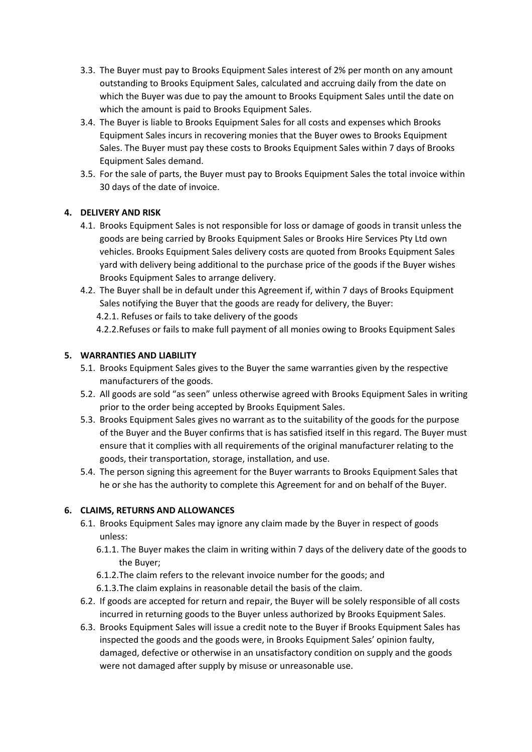3.3. The Buyer must pay to Brooks Equipment Sales interest of 2% per month on any amount outstanding to Brooks Equipment Sales, calculated and accruing daily from the date on which the Buyer was due to pay the amount to Brooks Equipment Sales until the date on which the amount is paid to Brooks Equipment Sales.

3.4. The Buyer is liable to Brooks Equipment Sales for all costs and expenses which Brooks Equipment Sales incurs in recovering monies that the Buyer owes to Brooks Equipment Sales. The Buyer must pay these costs to Brooks Equipment Sales within 7 days of Brooks Equipment Sales demand.

3.5. For the sale of parts, the Buyer must pay to Brooks Equipment Sales the total invoice within 30 days of the date of invoice.

**4. DELIVERY AND RISK**

4.1. Brooks Equipment Sales is not responsible for loss or damage of goods in transit unless the goods are being carried by Brooks Equipment Sales or Brooks Hire Services Pty Ltd own vehicles. Brooks Equipment Sales delivery costs are quoted from Brooks Equipment Sales yard with delivery being additional to the purchase price of the goods if the Buyer wishes Brooks Equipment Sales to arrange delivery.

4.2. The Buyer shall be in default under this Agreement if, within 7 days of Brooks Equipment Sales notifying the Buyer that the goods are ready for delivery, the Buyer:

4.2.1. Refuses or fails to take delivery of the goods

4.2.2. Refuses or fails to make full payment of all monies owing to Brooks Equipment Sales

**5. WARRANTIES AND LIABILITY**

5.1. Brooks Equipment Sales gives to the Buyer the same warranties given by the respective manufacturers of the goods.

5.2. All goods are sold "as seen" unless otherwise agreed with Brooks Equipment Sales in writing prior to the order being accepted by Brooks Equipment Sales.

5.3. Brooks Equipment Sales gives no warrant as to the suitability of the goods for the purpose of the Buyer and the Buyer confirms that is has satisfied itself in this regard. The Buyer must ensure that it complies with all requirements of the original manufacturer relating to the goods, their transportation, storage, installation, and use.

5.4. The person signing this agreement for the Buyer warrants to Brooks Equipment Sales that he or she has the authority to complete this Agreement for and on behalf of the Buyer.

**6. CLAIMS, RETURNS AND ALLOWANCES**

6.1. Brooks Equipment Sales may ignore any claim made by the Buyer in respect of goods unless:

6.1.1. The Buyer makes the claim in writing within 7 days of the delivery date of the goods to the Buyer;

6.1.2. The claim refers to the relevant invoice number for the goods; and

6.1.3. The claim explains in reasonable detail the basis of the claim.

6.2. If goods are accepted for return and repair, the Buyer will be solely responsible of all costs incurred in returning goods to the Buyer unless authorized by Brooks Equipment Sales.

6.3. Brooks Equipment Sales will issue a credit note to the Buyer if Brooks Equipment Sales has inspected the goods and the goods were, in Brooks Equipment Sales' opinion faulty, damaged, defective or otherwise in an unsatisfactory condition on supply and the goods were not damaged after supply by misuse or unreasonable use.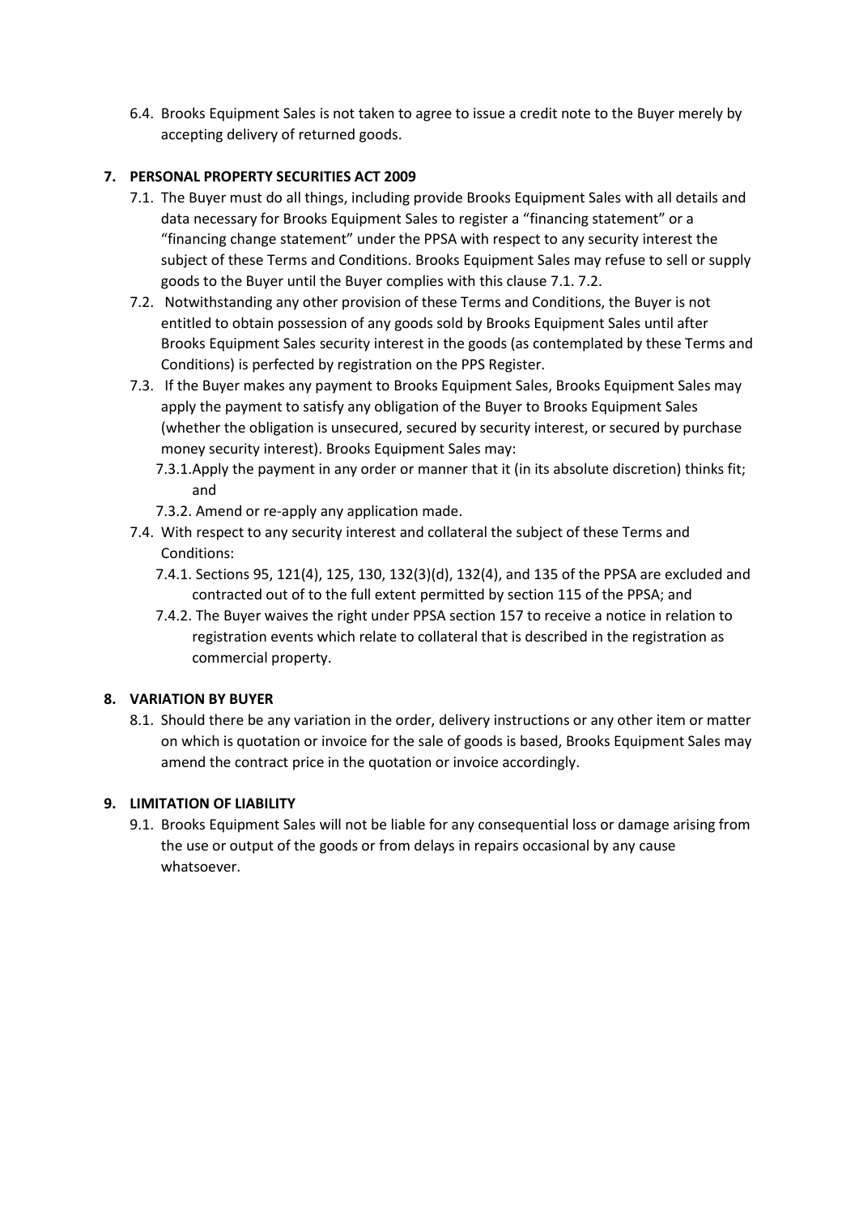6.4. Brooks Equipment Sales is not taken to agree to issue a credit note to the Buyer merely by accepting delivery of returned goods.

## 7. PERSONAL PROPERTY SECURITIES ACT 2009

7.1. The Buyer must do all things, including provide Brooks Equipment Sales with all details and data necessary for Brooks Equipment Sales to register a "financing statement" or a "financing change statement" under the PPSA with respect to any security interest the subject of these Terms and Conditions. Brooks Equipment Sales may refuse to sell or supply goods to the Buyer until the Buyer complies with this clause 7.1. 7.2.

7.2. Notwithstanding any other provision of these Terms and Conditions, the Buyer is not entitled to obtain possession of any goods sold by Brooks Equipment Sales until after Brooks Equipment Sales security interest in the goods (as contemplated by these Terms and Conditions) is perfected by registration on the PPS Register.

7.3. If the Buyer makes any payment to Brooks Equipment Sales, Brooks Equipment Sales may apply the payment to satisfy any obligation of the Buyer to Brooks Equipment Sales (whether the obligation is unsecured, secured by security interest, or secured by purchase money security interest). Brooks Equipment Sales may:

7.3.1. Apply the payment in any order or manner that it (in its absolute discretion) thinks fit; and

7.3.2. Amend or re-apply any application made.

7.4. With respect to any security interest and collateral the subject of these Terms and Conditions:

7.4.1. Sections 95, 121(4), 125, 130, 132(3)(d), 132(4), and 135 of the PPSA are excluded and contracted out of to the full extent permitted by section 115 of the PPSA; and

7.4.2. The Buyer waives the right under PPSA section 157 to receive a notice in relation to registration events which relate to collateral that is described in the registration as commercial property.

## 8. VARIATION BY BUYER

8.1. Should there be any variation in the order, delivery instructions or any other item or matter on which is quotation or invoice for the sale of goods is based, Brooks Equipment Sales may amend the contract price in the quotation or invoice accordingly.

## 9. LIMITATION OF LIABILITY

9.1. Brooks Equipment Sales will not be liable for any consequential loss or damage arising from the use or output of the goods or from delays in repairs occasional by any cause whatsoever.